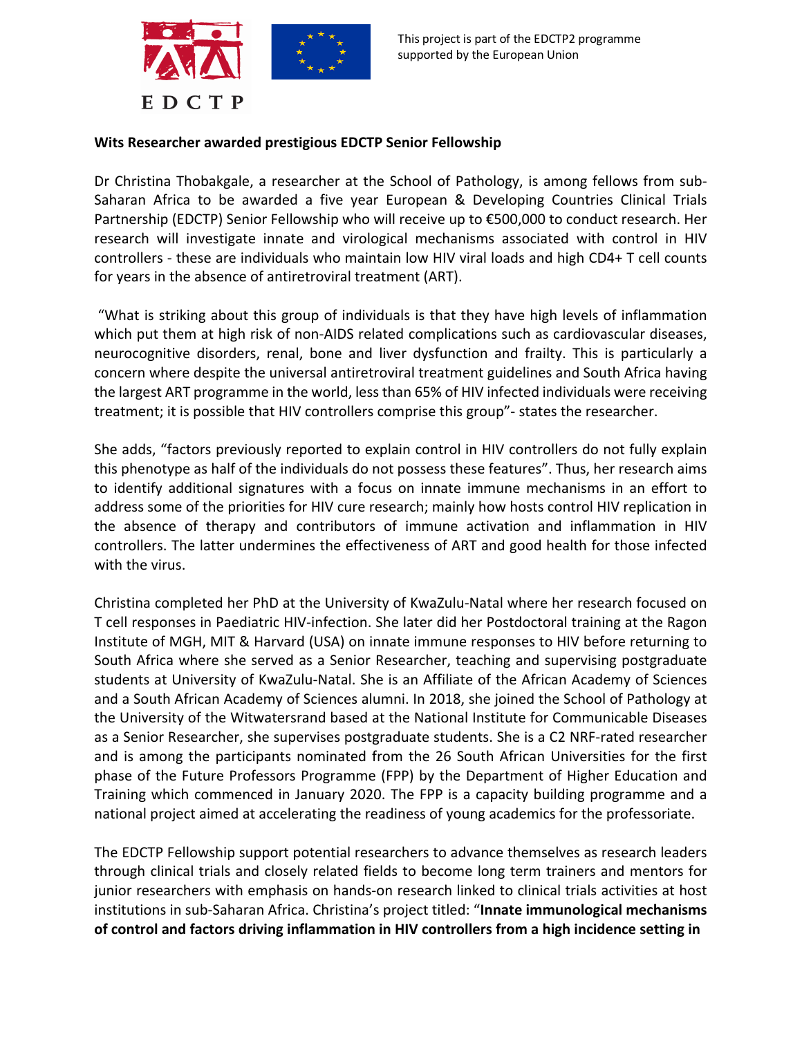This project is part of the EDCTP2 programme supported by the European Union

**Wits Researcher awarded prestigious EDCTP Senior Fellowship**

Dr Christina Thobakgale, a researcher at the School of Pathology, is among fellows from sub-Saharan Africa to be awarded a five year European & Developing Countries Clinical Trials Partnership (EDCTP) Senior Fellowship who will receive up to €500,000 to conduct research. Her research will investigate innate and virological mechanisms associated with control in HIV controllers - these are individuals who maintain low HIV viral loads and high CD4+ T cell counts for years in the absence of antiretroviral treatment (ART).

"What is striking about this group of individuals is that they have high levels of inflammation which put them at high risk of non-AIDS related complications such as cardiovascular diseases, neurocognitive disorders, renal, bone and liver dysfunction and frailty. This is particularly a concern where despite the universal antiretroviral treatment guidelines and South Africa having the largest ART programme in the world, less than 65% of HIV infected individuals were receiving treatment; it is possible that HIV controllers comprise this group"- states the researcher.

She adds, "factors previously reported to explain control in HIV controllers do not fully explain this phenotype as half of the individuals do not possess these features". Thus, her research aims to identify additional signatures with a focus on innate immune mechanisms in an effort to address some of the priorities for HIV cure research; mainly how hosts control HIV replication in the absence of therapy and contributors of immune activation and inflammation in HIV controllers. The latter undermines the effectiveness of ART and good health for those infected with the virus.

Christina completed her PhD at the University of KwaZulu-Natal where her research focused on T cell responses in Paediatric HIV-infection. She later did her Postdoctoral training at the Ragon Institute of MGH, MIT & Harvard (USA) on innate immune responses to HIV before returning to South Africa where she served as a Senior Researcher, teaching and supervising postgraduate students at University of KwaZulu-Natal. She is an Affiliate of the African Academy of Sciences and a South African Academy of Sciences alumni. In 2018, she joined the School of Pathology at the University of the Witwatersrand based at the National Institute for Communicable Diseases as a Senior Researcher, she supervises postgraduate students. She is a C2 NRF-rated researcher and is among the participants nominated from the 26 South African Universities for the first phase of the Future Professors Programme (FPP) by the Department of Higher Education and Training which commenced in January 2020. The FPP is a capacity building programme and a national project aimed at accelerating the readiness of young academics for the professoriate.

The EDCTP Fellowship support potential researchers to advance themselves as research leaders through clinical trials and closely related fields to become long term trainers and mentors for junior researchers with emphasis on hands-on research linked to clinical trials activities at host institutions in sub-Saharan Africa. Christina's project titled: "**Innate immunological mechanisms of control and factors driving inflammation in HIV controllers from a high incidence setting in**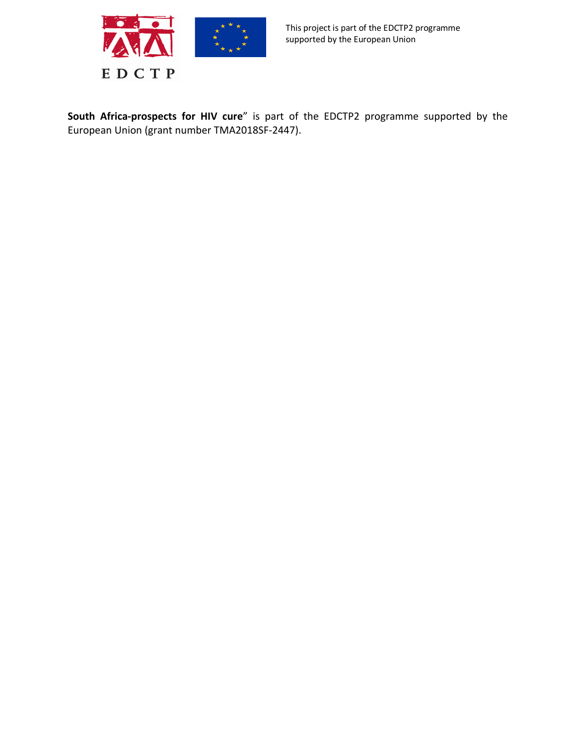This project is part of the EDCTP2 programme supported by the European Union

**South Africa-prospects for HIV cure**" is part of the EDCTP2 programme supported by the European Union (grant number TMA2018SF-2447).